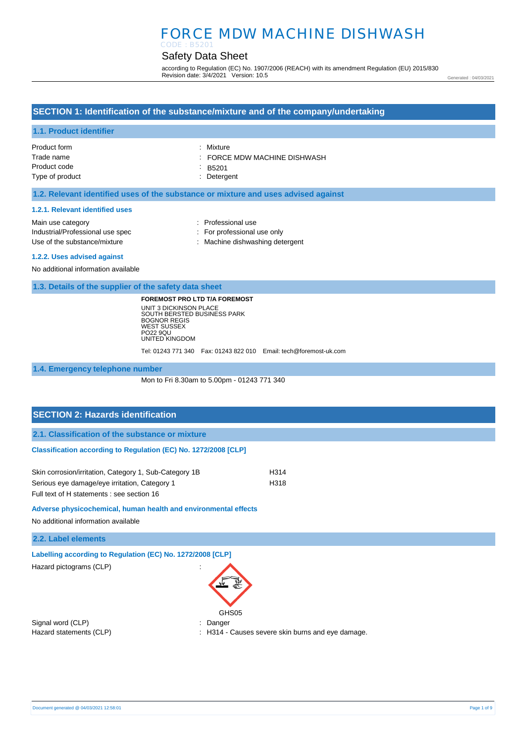# FORCE MDW MACHINE DISHWASH

CODE : B5201

## Safety Data Sheet

according to Regulation (EC) No. 1907/2006 (REACH) with its amendment Regulation (EU) 2015/830
Revision date: 3/4/2021 Version: 10.5

Generated : 04/03/2021

## SECTION 1: Identification of the substance/mixture and of the company/undertaking

### 1.1. Product identifier

| | |
|---|---|
| Product form | : Mixture |
| Trade name | : FORCE MDW MACHINE DISHWASH |
| Product code | : B5201 |
| Type of product | : Detergent |

### 1.2. Relevant identified uses of the substance or mixture and uses advised against

#### 1.2.1. Relevant identified uses

| | |
|---|---|
| Main use category | : Professional use |
| Industrial/Professional use spec | : For professional use only |
| Use of the substance/mixture | : Machine dishwashing detergent |

#### 1.2.2. Uses advised against

No additional information available

### 1.3. Details of the supplier of the safety data sheet

**FOREMOST PRO LTD T/A FOREMOST**
UNIT 3 DICKINSON PLACE
SOUTH BERSTED BUSINESS PARK
BOGNOR REGIS
WEST SUSSEX
PO22 9QU
UNITED KINGDOM

Tel: 01243 771 340 Fax: 01243 822 010 Email: tech@foremost-uk.com

### 1.4. Emergency telephone number

Mon to Fri 8.30am to 5.00pm - 01243 771 340

## SECTION 2: Hazards identification

### 2.1. Classification of the substance or mixture

#### Classification according to Regulation (EC) No. 1272/2008 [CLP]

| | |
|---|---|
| Skin corrosion/irritation, Category 1, Sub-Category 1B | H314 |
| Serious eye damage/eye irritation, Category 1 | H318 |

Full text of H statements : see section 16

#### Adverse physicochemical, human health and environmental effects

No additional information available

### 2.2. Label elements

#### Labelling according to Regulation (EC) No. 1272/2008 [CLP]

Hazard pictograms (CLP) :

GHS05

| | |
|---|---|
| Signal word (CLP) | : Danger |
| Hazard statements (CLP) | : H314 - Causes severe skin burns and eye damage. |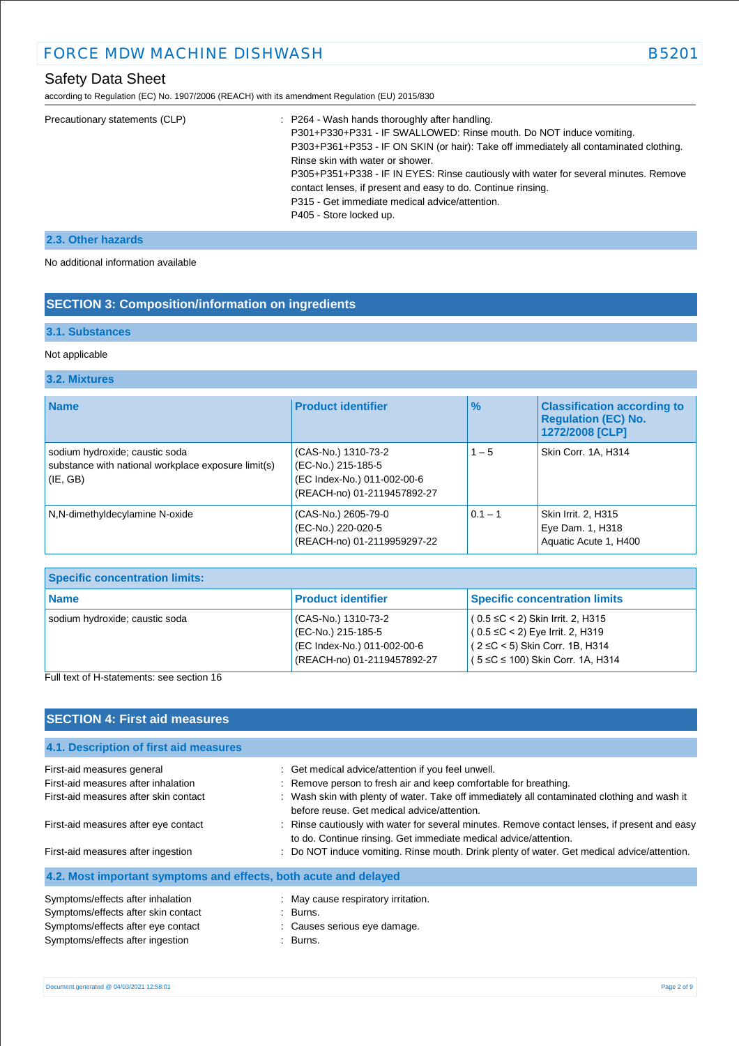Precautionary statements (CLP) : P264 - Wash hands thoroughly after handling.
P301+P330+P331 - IF SWALLOWED: Rinse mouth. Do NOT induce vomiting.
P303+P361+P353 - IF ON SKIN (or hair): Take off immediately all contaminated clothing. Rinse skin with water or shower.
P305+P351+P338 - IF IN EYES: Rinse cautiously with water for several minutes. Remove contact lenses, if present and easy to do. Continue rinsing.
P315 - Get immediate medical advice/attention.
P405 - Store locked up.

### 2.3. Other hazards

No additional information available

## SECTION 3: Composition/information on ingredients

### 3.1. Substances

Not applicable

### 3.2. Mixtures

| Name | Product identifier | % | Classification according to Regulation (EC) No. 1272/2008 [CLP] |
|---|---|---|---|
| sodium hydroxide; caustic soda<br>substance with national workplace exposure limit(s) (IE, GB) | (CAS-No.) 1310-73-2<br>(EC-No.) 215-185-5<br>(EC Index-No.) 011-002-00-6<br>(REACH-no) 01-2119457892-27 | 1 – 5 | Skin Corr. 1A, H314 |
| N,N-dimethyldecylamine N-oxide | (CAS-No.) 2605-79-0<br>(EC-No.) 220-020-5<br>(REACH-no) 01-2119959297-22 | 0.1 – 1 | Skin Irrit. 2, H315<br>Eye Dam. 1, H318<br>Aquatic Acute 1, H400 |

| Specific concentration limits: | | |
|---|---|---|
| **Name** | **Product identifier** | **Specific concentration limits** |
| sodium hydroxide; caustic soda | (CAS-No.) 1310-73-2<br>(EC-No.) 215-185-5<br>(EC Index-No.) 011-002-00-6<br>(REACH-no) 01-2119457892-27 | ( 0.5 ≤C < 2) Skin Irrit. 2, H315<br>( 0.5 ≤C < 2) Eye Irrit. 2, H319<br>( 2 ≤C < 5) Skin Corr. 1B, H314<br>( 5 ≤C ≤ 100) Skin Corr. 1A, H314 |

Full text of H-statements: see section 16

## SECTION 4: First aid measures

### 4.1. Description of first aid measures

First-aid measures general : Get medical advice/attention if you feel unwell.

First-aid measures after inhalation : Remove person to fresh air and keep comfortable for breathing.

First-aid measures after skin contact : Wash skin with plenty of water. Take off immediately all contaminated clothing and wash it before reuse. Get medical advice/attention.

First-aid measures after eye contact : Rinse cautiously with water for several minutes. Remove contact lenses, if present and easy to do. Continue rinsing. Get immediate medical advice/attention.

First-aid measures after ingestion : Do NOT induce vomiting. Rinse mouth. Drink plenty of water. Get medical advice/attention.

### 4.2. Most important symptoms and effects, both acute and delayed

Symptoms/effects after inhalation : May cause respiratory irritation.

Symptoms/effects after skin contact : Burns.

Symptoms/effects after eye contact : Causes serious eye damage.

Symptoms/effects after ingestion : Burns.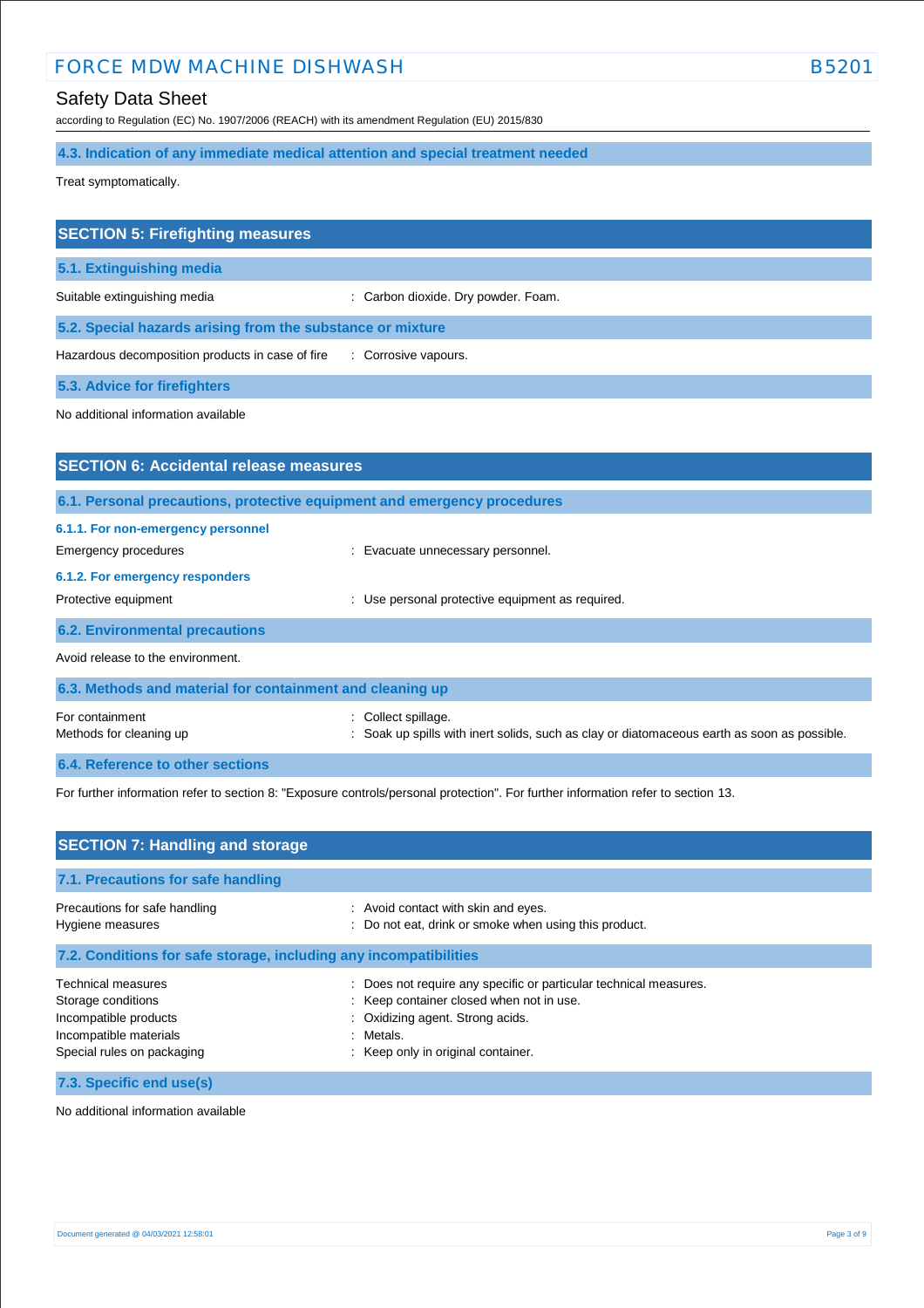### 4.3. Indication of any immediate medical attention and special treatment needed

Treat symptomatically.

## SECTION 5: Firefighting measures

### 5.1. Extinguishing media

Suitable extinguishing media : Carbon dioxide. Dry powder. Foam.

### 5.2. Special hazards arising from the substance or mixture

Hazardous decomposition products in case of fire : Corrosive vapours.

### 5.3. Advice for firefighters

No additional information available

## SECTION 6: Accidental release measures

### 6.1. Personal precautions, protective equipment and emergency procedures

#### 6.1.1. For non-emergency personnel

Emergency procedures : Evacuate unnecessary personnel.

#### 6.1.2. For emergency responders

Protective equipment : Use personal protective equipment as required.

### 6.2. Environmental precautions

Avoid release to the environment.

### 6.3. Methods and material for containment and cleaning up

For containment : Collect spillage.

Methods for cleaning up : Soak up spills with inert solids, such as clay or diatomaceous earth as soon as possible.

### 6.4. Reference to other sections

For further information refer to section 8: "Exposure controls/personal protection". For further information refer to section 13.

## SECTION 7: Handling and storage

### 7.1. Precautions for safe handling

Precautions for safe handling : Avoid contact with skin and eyes.

Hygiene measures : Do not eat, drink or smoke when using this product.

### 7.2. Conditions for safe storage, including any incompatibilities

Technical measures : Does not require any specific or particular technical measures.

Storage conditions : Keep container closed when not in use.

Incompatible products : Oxidizing agent. Strong acids.

Incompatible materials : Metals.

Special rules on packaging : Keep only in original container.

### 7.3. Specific end use(s)

No additional information available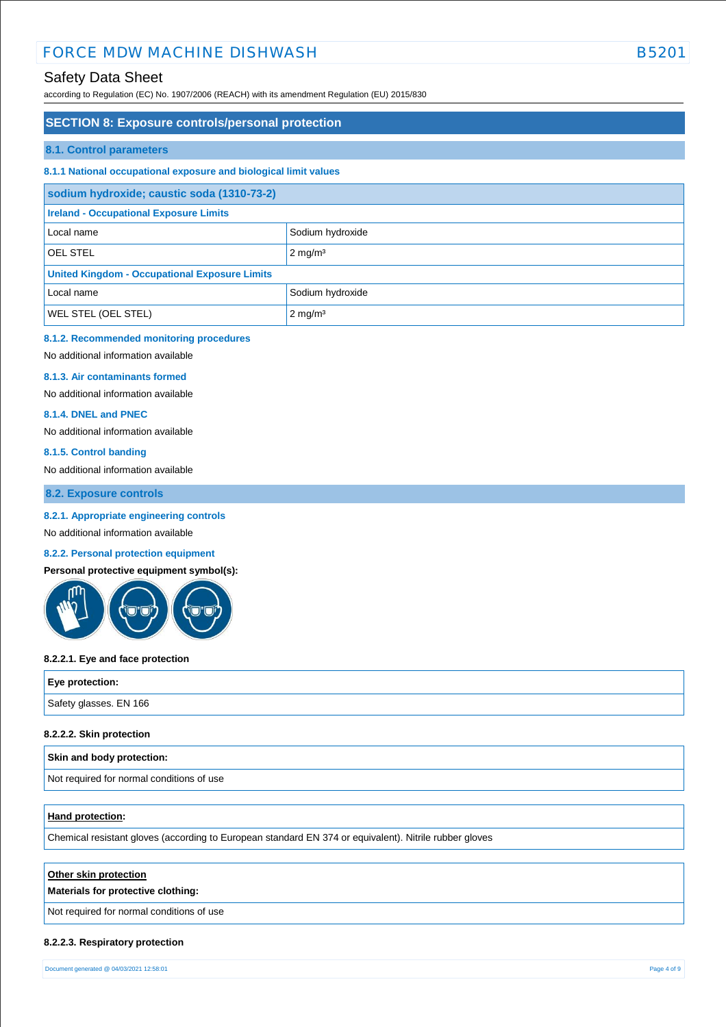## SECTION 8: Exposure controls/personal protection

### 8.1. Control parameters

#### 8.1.1 National occupational exposure and biological limit values

| sodium hydroxide; caustic soda (1310-73-2) | |
|---|---|
| **Ireland - Occupational Exposure Limits** | |
| Local name | Sodium hydroxide |
| OEL STEL | 2 mg/m³ |
| **United Kingdom - Occupational Exposure Limits** | |
| Local name | Sodium hydroxide |
| WEL STEL (OEL STEL) | 2 mg/m³ |

#### 8.1.2. Recommended monitoring procedures

No additional information available

#### 8.1.3. Air contaminants formed

No additional information available

#### 8.1.4. DNEL and PNEC

No additional information available

#### 8.1.5. Control banding

No additional information available

### 8.2. Exposure controls

#### 8.2.1. Appropriate engineering controls

No additional information available

#### 8.2.2. Personal protection equipment

**Personal protective equipment symbol(s):**

**8.2.2.1. Eye and face protection**

| Eye protection: |
|---|
| Safety glasses. EN 166 |

**8.2.2.2. Skin protection**

| Skin and body protection: |
|---|
| Not required for normal conditions of use |

| Hand protection: |
|---|
| Chemical resistant gloves (according to European standard EN 374 or equivalent). Nitrile rubber gloves |

| Other skin protection<br>Materials for protective clothing: |
|---|
| Not required for normal conditions of use |

**8.2.2.3. Respiratory protection**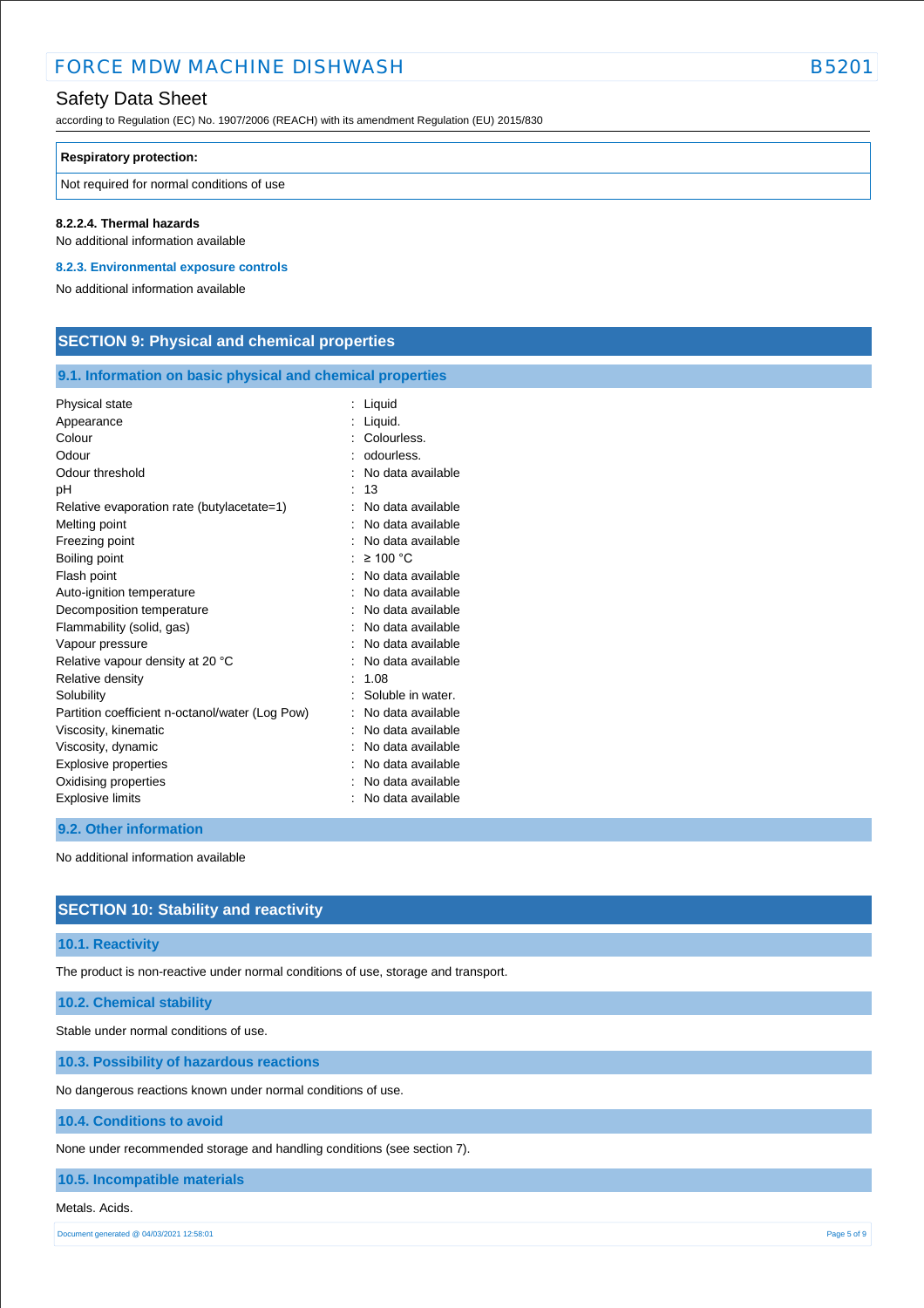| Respiratory protection: |
| --- |
| Not required for normal conditions of use |

**8.2.2.4. Thermal hazards**

No additional information available

### 8.2.3. Environmental exposure controls

No additional information available

## SECTION 9: Physical and chemical properties

### 9.1. Information on basic physical and chemical properties

| | |
| --- | --- |
| Physical state | : Liquid |
| Appearance | : Liquid. |
| Colour | : Colourless. |
| Odour | : odourless. |
| Odour threshold | : No data available |
| pH | : 13 |
| Relative evaporation rate (butylacetate=1) | : No data available |
| Melting point | : No data available |
| Freezing point | : No data available |
| Boiling point | : ≥ 100 °C |
| Flash point | : No data available |
| Auto-ignition temperature | : No data available |
| Decomposition temperature | : No data available |
| Flammability (solid, gas) | : No data available |
| Vapour pressure | : No data available |
| Relative vapour density at 20 °C | : No data available |
| Relative density | : 1.08 |
| Solubility | : Soluble in water. |
| Partition coefficient n-octanol/water (Log Pow) | : No data available |
| Viscosity, kinematic | : No data available |
| Viscosity, dynamic | : No data available |
| Explosive properties | : No data available |
| Oxidising properties | : No data available |
| Explosive limits | : No data available |

### 9.2. Other information

No additional information available

## SECTION 10: Stability and reactivity

### 10.1. Reactivity

The product is non-reactive under normal conditions of use, storage and transport.

### 10.2. Chemical stability

Stable under normal conditions of use.

### 10.3. Possibility of hazardous reactions

No dangerous reactions known under normal conditions of use.

### 10.4. Conditions to avoid

None under recommended storage and handling conditions (see section 7).

### 10.5. Incompatible materials

Metals. Acids.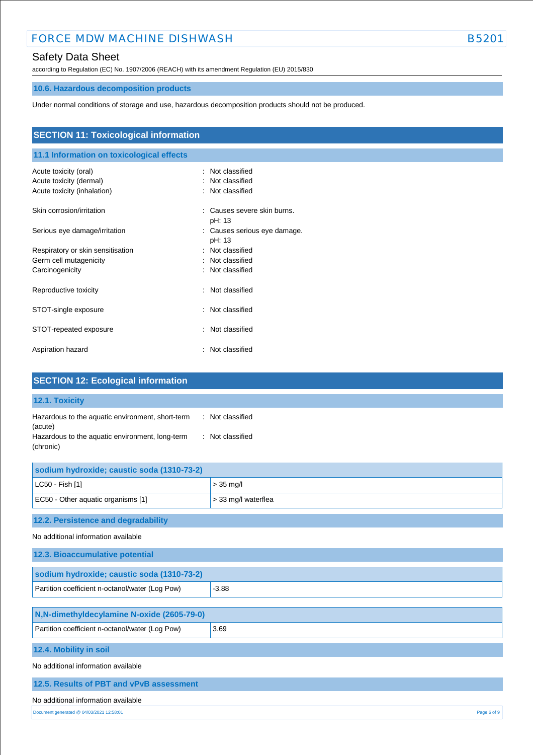### 10.6. Hazardous decomposition products

Under normal conditions of storage and use, hazardous decomposition products should not be produced.

## SECTION 11: Toxicological information

### 11.1 Information on toxicological effects

Acute toxicity (oral) : Not classified
Acute toxicity (dermal) : Not classified
Acute toxicity (inhalation) : Not classified

Skin corrosion/irritation : Causes severe skin burns.
pH: 13

Serious eye damage/irritation : Causes serious eye damage.
pH: 13

Respiratory or skin sensitisation : Not classified
Germ cell mutagenicity : Not classified
Carcinogenicity : Not classified

Reproductive toxicity : Not classified

STOT-single exposure : Not classified

STOT-repeated exposure : Not classified

Aspiration hazard : Not classified

## SECTION 12: Ecological information

### 12.1. Toxicity

Hazardous to the aquatic environment, short-term (acute) : Not classified
Hazardous to the aquatic environment, long-term (chronic) : Not classified

| sodium hydroxide; caustic soda (1310-73-2) | |
|---|---|
| LC50 - Fish [1] | > 35 mg/l |
| EC50 - Other aquatic organisms [1] | > 33 mg/l waterflea |

### 12.2. Persistence and degradability

No additional information available

### 12.3. Bioaccumulative potential

| sodium hydroxide; caustic soda (1310-73-2) | |
|---|---|
| Partition coefficient n-octanol/water (Log Pow) | -3.88 |

| N,N-dimethyldecylamine N-oxide (2605-79-0) | |
|---|---|
| Partition coefficient n-octanol/water (Log Pow) | 3.69 |

### 12.4. Mobility in soil

No additional information available

### 12.5. Results of PBT and vPvB assessment

No additional information available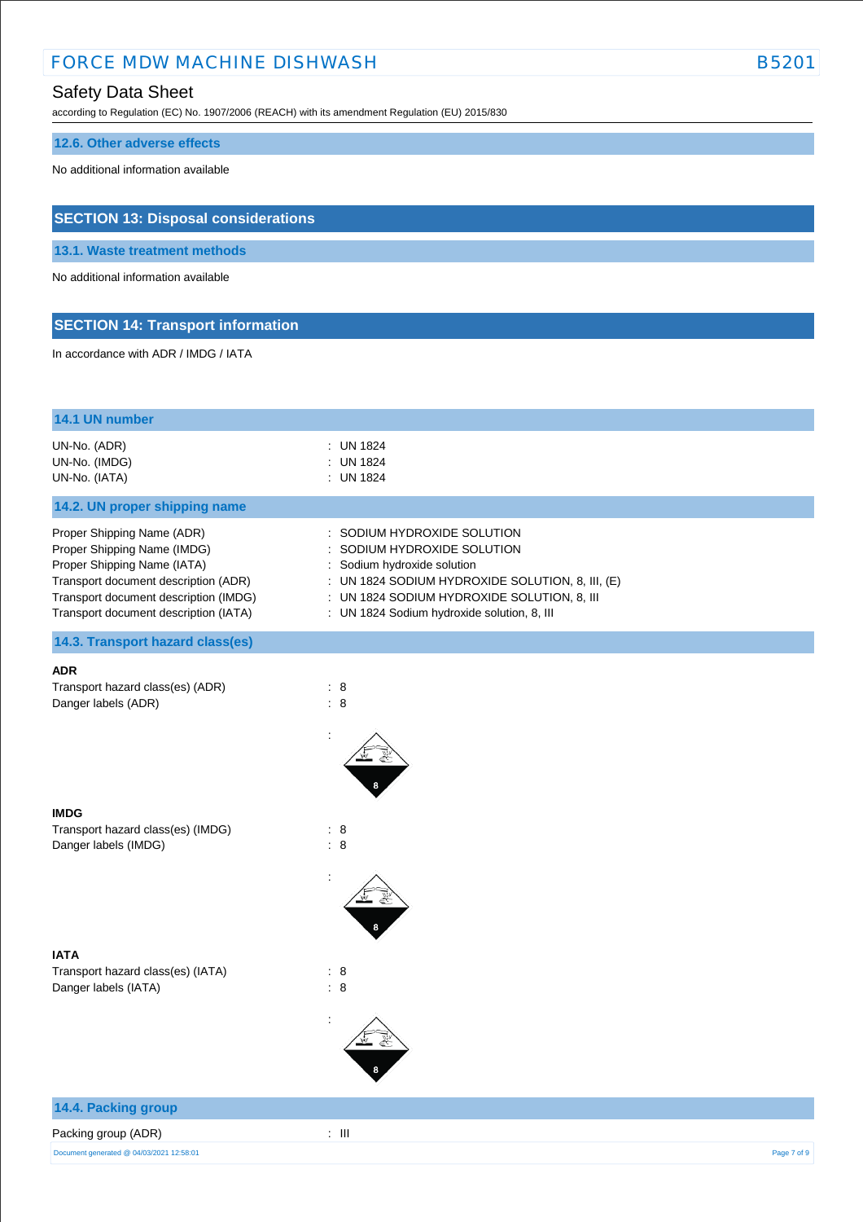## 12.6. Other adverse effects

No additional information available

# SECTION 13: Disposal considerations

## 13.1. Waste treatment methods

No additional information available

# SECTION 14: Transport information

In accordance with ADR / IMDG / IATA

## 14.1 UN number

| | |
|---|---|
| UN-No. (ADR) | : UN 1824 |
| UN-No. (IMDG) | : UN 1824 |
| UN-No. (IATA) | : UN 1824 |

## 14.2. UN proper shipping name

| | |
|---|---|
| Proper Shipping Name (ADR) | : SODIUM HYDROXIDE SOLUTION |
| Proper Shipping Name (IMDG) | : SODIUM HYDROXIDE SOLUTION |
| Proper Shipping Name (IATA) | : Sodium hydroxide solution |
| Transport document description (ADR) | : UN 1824 SODIUM HYDROXIDE SOLUTION, 8, III, (E) |
| Transport document description (IMDG) | : UN 1824 SODIUM HYDROXIDE SOLUTION, 8, III |
| Transport document description (IATA) | : UN 1824 Sodium hydroxide solution, 8, III |

## 14.3. Transport hazard class(es)

**ADR**

| | |
|---|---|
| Transport hazard class(es) (ADR) | : 8 |
| Danger labels (ADR) | : 8 |

:

**IMDG**

| | |
|---|---|
| Transport hazard class(es) (IMDG) | : 8 |
| Danger labels (IMDG) | : 8 |

:

**IATA**

| | |
|---|---|
| Transport hazard class(es) (IATA) | : 8 |
| Danger labels (IATA) | : 8 |

:

## 14.4. Packing group

| | |
|---|---|
| Packing group (ADR) | : III |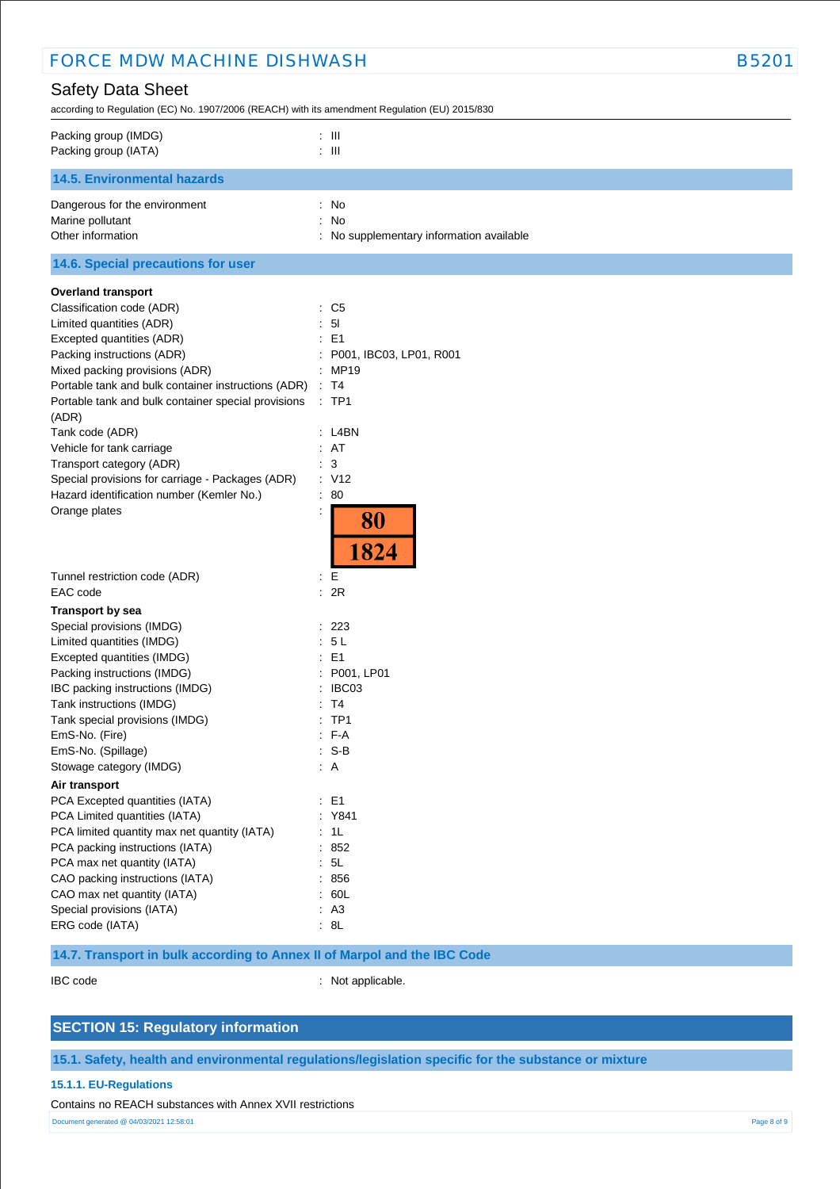| | |
|---|---|
| Packing group (IMDG) | : III |
| Packing group (IATA) | : III |

### 14.5. Environmental hazards

| | |
|---|---|
| Dangerous for the environment | : No |
| Marine pollutant | : No |
| Other information | : No supplementary information available |

### 14.6. Special precautions for user

**Overland transport**

| | |
|---|---|
| Classification code (ADR) | : C5 |
| Limited quantities (ADR) | : 5l |
| Excepted quantities (ADR) | : E1 |
| Packing instructions (ADR) | : P001, IBC03, LP01, R001 |
| Mixed packing provisions (ADR) | : MP19 |
| Portable tank and bulk container instructions (ADR) | : T4 |
| Portable tank and bulk container special provisions (ADR) | : TP1 |
| Tank code (ADR) | : L4BN |
| Vehicle for tank carriage | : AT |
| Transport category (ADR) | : 3 |
| Special provisions for carriage - Packages (ADR) | : V12 |
| Hazard identification number (Kemler No.) | : 80 |
| Orange plates | : 80 / 1824 |
| Tunnel restriction code (ADR) | : E |
| EAC code | : 2R |

**Transport by sea**

| | |
|---|---|
| Special provisions (IMDG) | : 223 |
| Limited quantities (IMDG) | : 5 L |
| Excepted quantities (IMDG) | : E1 |
| Packing instructions (IMDG) | : P001, LP01 |
| IBC packing instructions (IMDG) | : IBC03 |
| Tank instructions (IMDG) | : T4 |
| Tank special provisions (IMDG) | : TP1 |
| EmS-No. (Fire) | : F-A |
| EmS-No. (Spillage) | : S-B |
| Stowage category (IMDG) | : A |

**Air transport**

| | |
|---|---|
| PCA Excepted quantities (IATA) | : E1 |
| PCA Limited quantities (IATA) | : Y841 |
| PCA limited quantity max net quantity (IATA) | : 1L |
| PCA packing instructions (IATA) | : 852 |
| PCA max net quantity (IATA) | : 5L |
| CAO packing instructions (IATA) | : 856 |
| CAO max net quantity (IATA) | : 60L |
| Special provisions (IATA) | : A3 |
| ERG code (IATA) | : 8L |

### 14.7. Transport in bulk according to Annex II of Marpol and the IBC Code

| | |
|---|---|
| IBC code | : Not applicable. |

## SECTION 15: Regulatory information

### 15.1. Safety, health and environmental regulations/legislation specific for the substance or mixture

#### 15.1.1. EU-Regulations

Contains no REACH substances with Annex XVII restrictions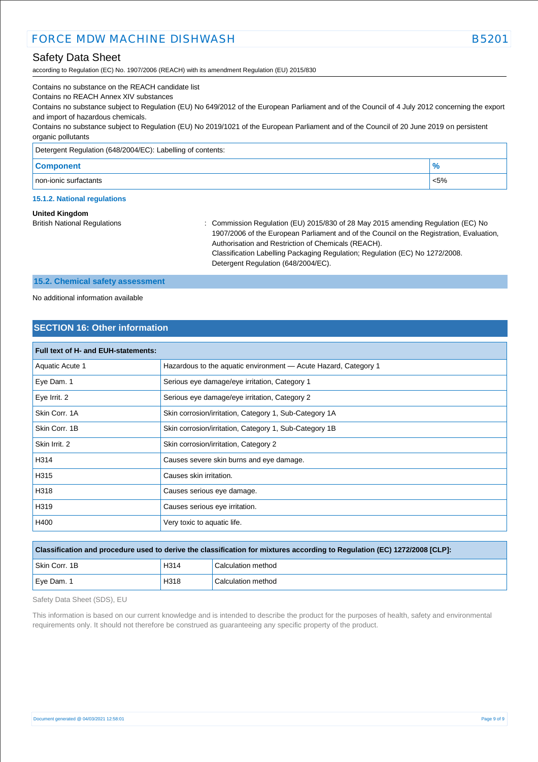Contains no substance on the REACH candidate list

Contains no REACH Annex XIV substances

Contains no substance subject to Regulation (EU) No 649/2012 of the European Parliament and of the Council of 4 July 2012 concerning the export and import of hazardous chemicals.

Contains no substance subject to Regulation (EU) No 2019/1021 of the European Parliament and of the Council of 20 June 2019 on persistent organic pollutants

| Detergent Regulation (648/2004/EC): Labelling of contents: | |
| --- | --- |
| **Component** | **%** |
| non-ionic surfactants | <5% |

#### 15.1.2. National regulations

**United Kingdom**

British National Regulations : Commission Regulation (EU) 2015/830 of 28 May 2015 amending Regulation (EC) No 1907/2006 of the European Parliament and of the Council on the Registration, Evaluation, Authorisation and Restriction of Chemicals (REACH).
Classification Labelling Packaging Regulation; Regulation (EC) No 1272/2008.
Detergent Regulation (648/2004/EC).

### 15.2. Chemical safety assessment

No additional information available

## SECTION 16: Other information

| Full text of H- and EUH-statements: | |
| --- | --- |
| Aquatic Acute 1 | Hazardous to the aquatic environment — Acute Hazard, Category 1 |
| Eye Dam. 1 | Serious eye damage/eye irritation, Category 1 |
| Eye Irrit. 2 | Serious eye damage/eye irritation, Category 2 |
| Skin Corr. 1A | Skin corrosion/irritation, Category 1, Sub-Category 1A |
| Skin Corr. 1B | Skin corrosion/irritation, Category 1, Sub-Category 1B |
| Skin Irrit. 2 | Skin corrosion/irritation, Category 2 |
| H314 | Causes severe skin burns and eye damage. |
| H315 | Causes skin irritation. |
| H318 | Causes serious eye damage. |
| H319 | Causes serious eye irritation. |
| H400 | Very toxic to aquatic life. |

| Classification and procedure used to derive the classification for mixtures according to Regulation (EC) 1272/2008 [CLP]: | | |
| --- | --- | --- |
| Skin Corr. 1B | H314 | Calculation method |
| Eye Dam. 1 | H318 | Calculation method |

Safety Data Sheet (SDS), EU

This information is based on our current knowledge and is intended to describe the product for the purposes of health, safety and environmental requirements only. It should not therefore be construed as guaranteeing any specific property of the product.